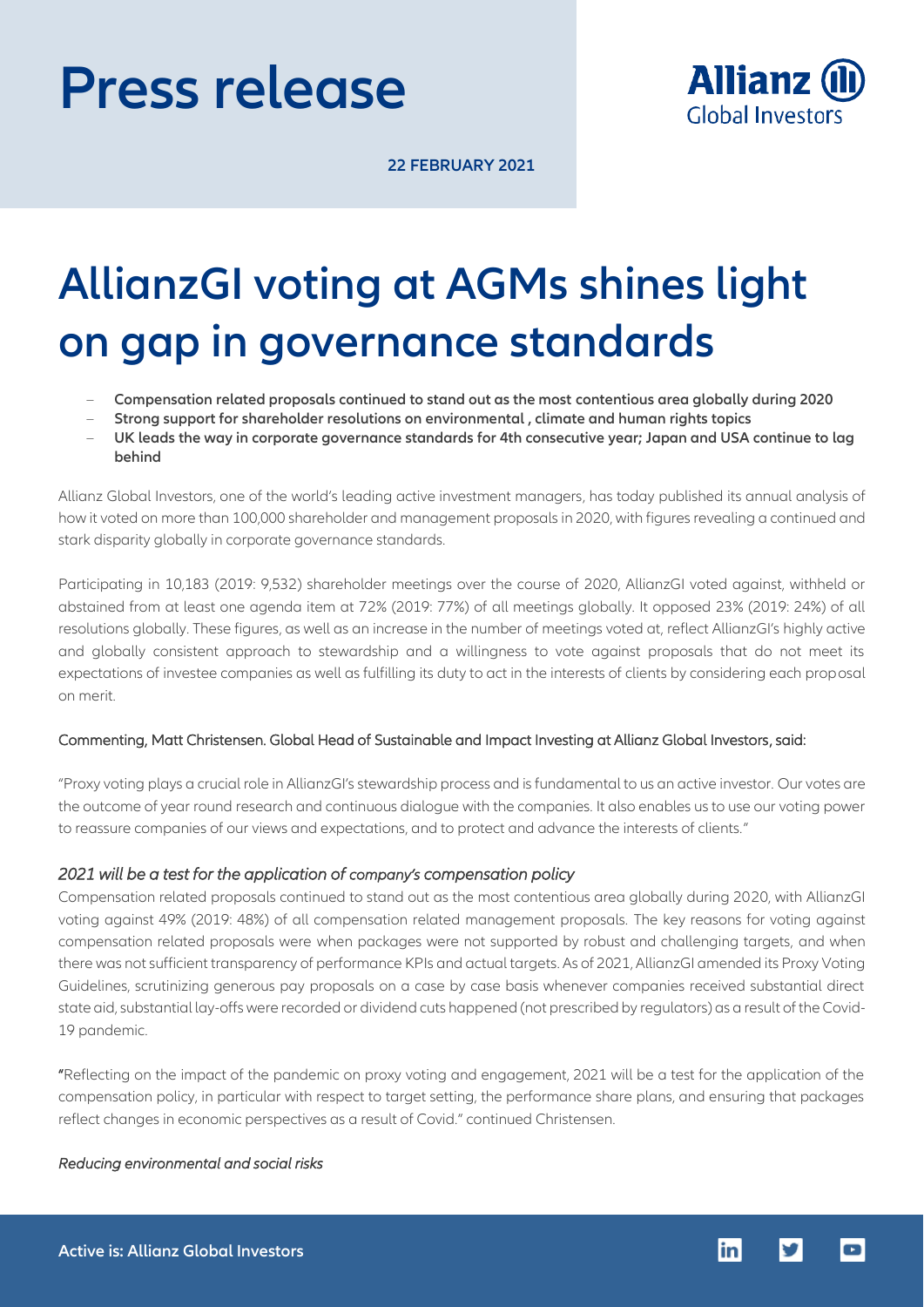# Press release

22 FEBRUARY 2021

# AllianzGI voting at AGMs shines light on gap in governance standards

- **Compensation related proposals continued to stand out as the most contentious area globally during 2020**
- **Strong support for shareholder resolutions on environmental , climate and human rights topics**
- **UK leads the way in corporate governance standards for 4th consecutive year; Japan and USA continue to lag behind**

Allianz Global Investors, one of the world's leading active investment managers, has today published its annual analysis of how it voted on more than 100,000 shareholder and management proposals in 2020, with figures revealing a continued and stark disparity globally in corporate governance standards.

Participating in 10,183 (2019: 9,532) shareholder meetings over the course of 2020, AllianzGI voted against, withheld or abstained from at least one agenda item at 72% (2019: 77%) of all meetings globally. It opposed 23% (2019: 24%) of all resolutions globally. These figures, as well as an increase in the number of meetings voted at, reflect AllianzGI's highly active and globally consistent approach to stewardship and a willingness to vote against proposals that do not meet its expectations of investee companies as well as fulfilling its duty to act in the interests of clients by considering each proposal on merit.

Commenting, Matt Christensen. Global Head of Sustainable and Impact Investing at Allianz Global Investors, said:

"Proxy voting plays a crucial role in AllianzGI's stewardship process and is fundamental to us an active investor. Our votes are the outcome of year round research and continuous dialogue with the companies. It also enables us to use our voting power to reassure companies of our views and expectations, and to protect and advance the interests of clients."

*2021 will be a test for the application of company's compensation policy*

Compensation related proposals continued to stand out as the most contentious area globally during 2020, with AllianzGI voting against 49% (2019: 48%) of all compensation related management proposals. The key reasons for voting against compensation related proposals were when packages were not supported by robust and challenging targets, and when there was not sufficient transparency of performance KPIs and actual targets. As of 2021, AllianzGI amended its Proxy Voting Guidelines, scrutinizing generous pay proposals on a case by case basis whenever companies received substantial direct state aid, substantial lay-offs were recorded or dividend cuts happened (not prescribed by regulators) as a result of the Covid-19 pandemic.

"Reflecting on the impact of the pandemic on proxy voting and engagement, 2021 will be a test for the application of the compensation policy, in particular with respect to target setting, the performance share plans, and ensuring that packages reflect changes in economic perspectives as a result of Covid." continued Christensen.

*Reducing environmental and social risks*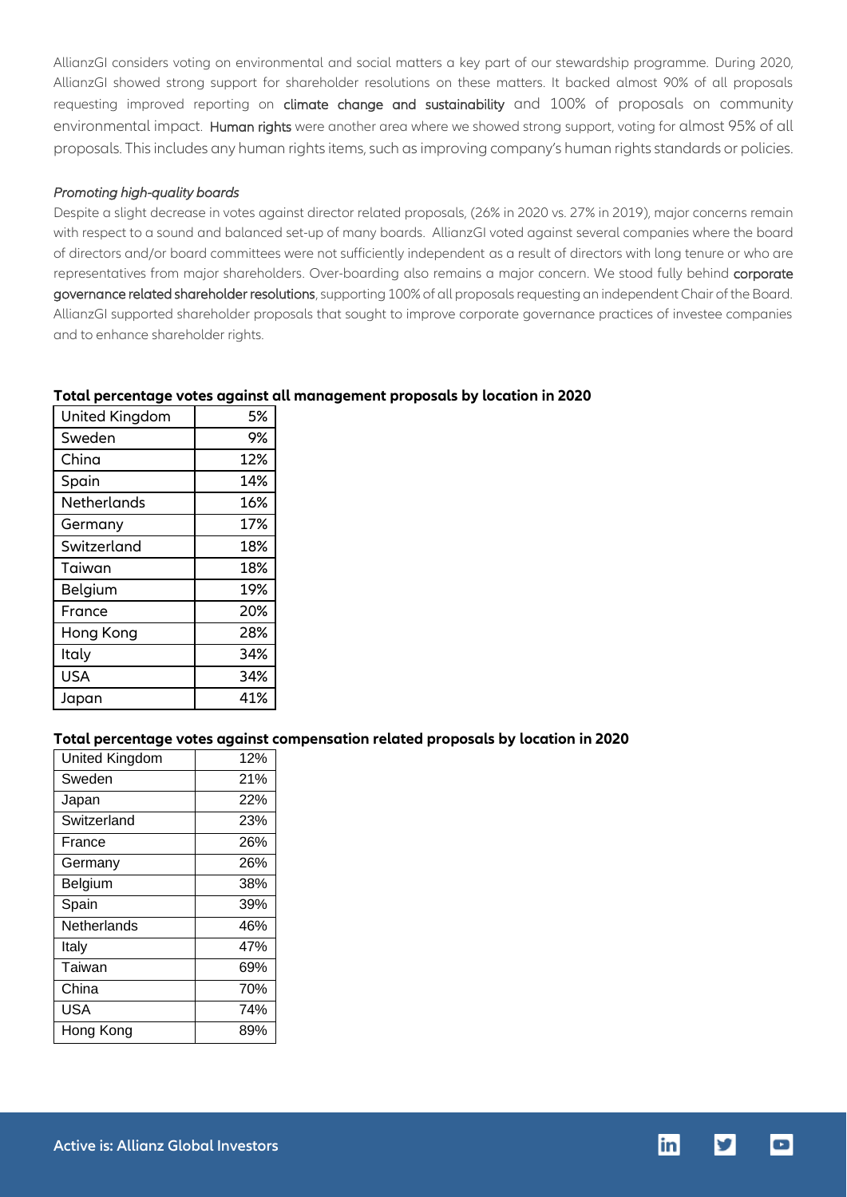AllianzGI considers voting on environmental and social matters a key part of our stewardship programme. During 2020, AllianzGI showed strong support for shareholder resolutions on these matters. It backed almost 90% of all proposals requesting improved reporting on **climate change and sustainability** and 100% of proposals on community environmental impact. **Human rights** were another area where we showed strong support, voting for almost 95% of all proposals. This includes any human rights items, such as improving company's human rights standards or policies.

*Promoting high-quality boards*

Despite a slight decrease in votes against director related proposals, (26% in 2020 vs. 27% in 2019), major concerns remain with respect to a sound and balanced set-up of many boards. AllianzGI voted against several companies where the board of directors and/or board committees were not sufficiently independent as a result of directors with long tenure or who are representatives from major shareholders. Over-boarding also remains a major concern. We stood fully behind **corporate governance related shareholder resolutions**, supporting 100% of all proposals requesting an independent Chair of the Board. AllianzGI supported shareholder proposals that sought to improve corporate governance practices of investee companies and to enhance shareholder rights.

**Total percentage votes against all management proposals by location in 2020**

| Location | % |
|---|---|
| United Kingdom | 5% |
| Sweden | 9% |
| China | 12% |
| Spain | 14% |
| Netherlands | 16% |
| Germany | 17% |
| Switzerland | 18% |
| Taiwan | 18% |
| Belgium | 19% |
| France | 20% |
| Hong Kong | 28% |
| Italy | 34% |
| USA | 34% |
| Japan | 41% |

**Total percentage votes against compensation related proposals by location in 2020**

| Location | % |
|---|---|
| United Kingdom | 12% |
| Sweden | 21% |
| Japan | 22% |
| Switzerland | 23% |
| France | 26% |
| Germany | 26% |
| Belgium | 38% |
| Spain | 39% |
| Netherlands | 46% |
| Italy | 47% |
| Taiwan | 69% |
| China | 70% |
| USA | 74% |
| Hong Kong | 89% |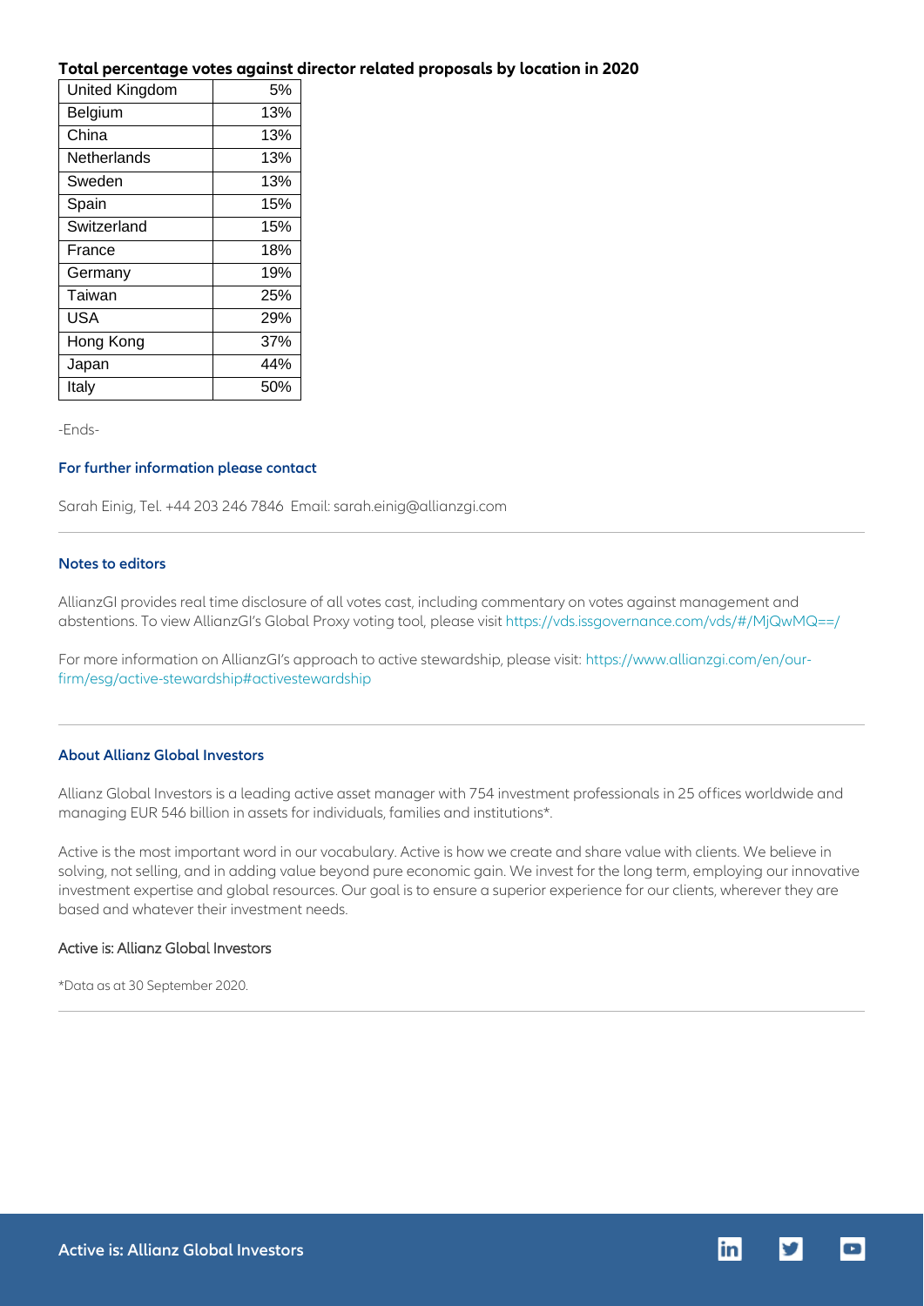**Total percentage votes against director related proposals by location in 2020**

| | |
|---|---|
| United Kingdom | 5% |
| Belgium | 13% |
| China | 13% |
| Netherlands | 13% |
| Sweden | 13% |
| Spain | 15% |
| Switzerland | 15% |
| France | 18% |
| Germany | 19% |
| Taiwan | 25% |
| USA | 29% |
| Hong Kong | 37% |
| Japan | 44% |
| Italy | 50% |

-Ends-

### For further information please contact

Sarah Einig, Tel. +44 203 246 7846 Email: sarah.einig@allianzgi.com

---

### Notes to editors

AllianzGI provides real time disclosure of all votes cast, including commentary on votes against management and abstentions. To view AllianzGI's Global Proxy voting tool, please visit https://vds.issgovernance.com/vds/#/MjQwMQ==/

For more information on AllianzGI's approach to active stewardship, please visit: https://www.allianzgi.com/en/our-firm/esg/active-stewardship#activestewardship

---

### About Allianz Global Investors

Allianz Global Investors is a leading active asset manager with 754 investment professionals in 25 offices worldwide and managing EUR 546 billion in assets for individuals, families and institutions*.

Active is the most important word in our vocabulary. Active is how we create and share value with clients. We believe in solving, not selling, and in adding value beyond pure economic gain. We invest for the long term, employing our innovative investment expertise and global resources. Our goal is to ensure a superior experience for our clients, wherever they are based and whatever their investment needs.

Active is: Allianz Global Investors

*Data as at 30 September 2020.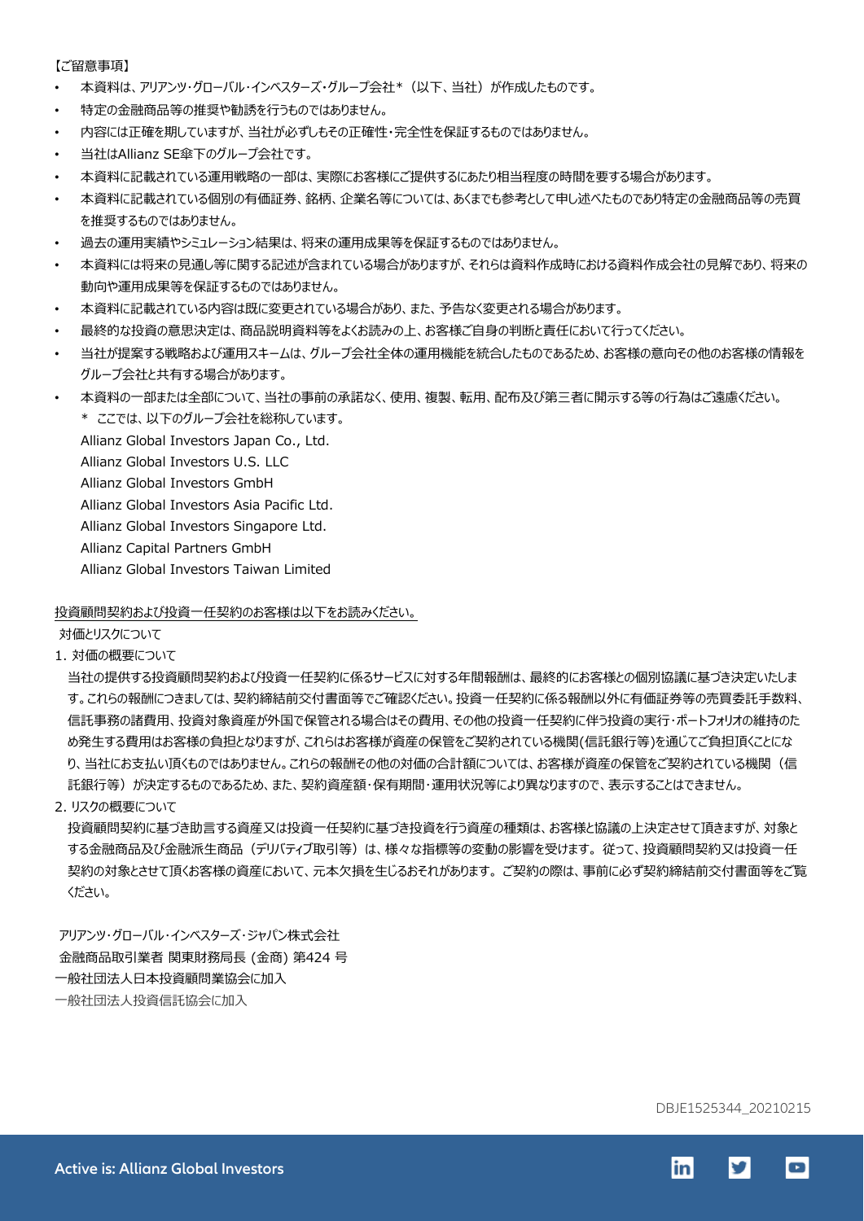【ご留意事項】

- 本資料は、アリアンツ･グローバル･インベスターズ･グループ会社＊（以下、当社）が作成したものです。
- 特定の金融商品等の推奨や勧誘を行うものではありません。
- 内容には正確を期していますが、当社が必ずしもその正確性･完全性を保証するものではありません。
- 当社はAllianz SE傘下のグループ会社です。
- 本資料に記載されている運用戦略の一部は、実際にお客様にご提供するにあたり相当程度の時間を要する場合があります。
- 本資料に記載されている個別の有価証券、銘柄、企業名等については、あくまでも参考として申し述べたものであり特定の金融商品等の売買を推奨するものではありません。
- 過去の運用実績やシミュレーション結果は、将来の運用成果等を保証するものではありません。
- 本資料には将来の見通し等に関する記述が含まれている場合がありますが、それらは資料作成時における資料作成会社の見解であり、将来の動向や運用成果等を保証するものではありません。
- 本資料に記載されている内容は既に変更されている場合があり、また、予告なく変更される場合があります。
- 最終的な投資の意思決定は、商品説明資料等をよくお読みの上、お客様ご自身の判断と責任において行ってください。
- 当社が提案する戦略および運用スキームは、グループ会社全体の運用機能を統合したものであるため、お客様の意向その他のお客様の情報をグループ会社と共有する場合があります。
- 本資料の一部または全部について、当社の事前の承諾なく、使用、複製、転用、配布及び第三者に開示する等の行為はご遠慮ください。

  ＊ ここでは、以下のグループ会社を総称しています。
  Allianz Global Investors Japan Co., Ltd.
  Allianz Global Investors U.S. LLC
  Allianz Global Investors GmbH
  Allianz Global Investors Asia Pacific Ltd.
  Allianz Global Investors Singapore Ltd.
  Allianz Capital Partners GmbH
  Allianz Global Investors Taiwan Limited

投資顧問契約および投資一任契約のお客様は以下をお読みください。

対価とリスクについて

1. 対価の概要について

当社の提供する投資顧問契約および投資一任契約に係るサービスに対する年間報酬は、最終的にお客様との個別協議に基づき決定いたします。これらの報酬につきましては、契約締結前交付書面等でご確認ください。投資一任契約に係る報酬以外に有価証券等の売買委託手数料、信託事務の諸費用、投資対象資産が外国で保管される場合はその費用、その他の投資一任契約に伴う投資の実行･ポートフォリオの維持のため発生する費用はお客様の負担となりますが、これらはお客様が資産の保管をご契約されている機関(信託銀行等)を通じてご負担頂くことになり、当社にお支払い頂くものではありません。これらの報酬その他の対価の合計額については、お客様が資産の保管をご契約されている機関（信託銀行等）が決定するものであるため、また、契約資産額･保有期間･運用状況等により異なりますので、表示することはできません。

2. リスクの概要について

投資顧問契約に基づき助言する資産又は投資一任契約に基づき投資を行う資産の種類は、お客様と協議の上決定させて頂きますが、対象とする金融商品及び金融派生商品（デリバティブ取引等）は、様々な指標等の変動の影響を受けます。従って、投資顧問契約又は投資一任契約の対象とさせて頂くお客様の資産において、元本欠損を生じるおそれがあります。ご契約の際は、事前に必ず契約締結前交付書面等をご覧ください。

アリアンツ･グローバル･インベスターズ･ジャパン株式会社
金融商品取引業者 関東財務局長 (金商) 第424 号
一般社団法人日本投資顧問業協会に加入
一般社団法人投資信託協会に加入

DBJE1525344_20210215

Active is: Allianz Global Investors